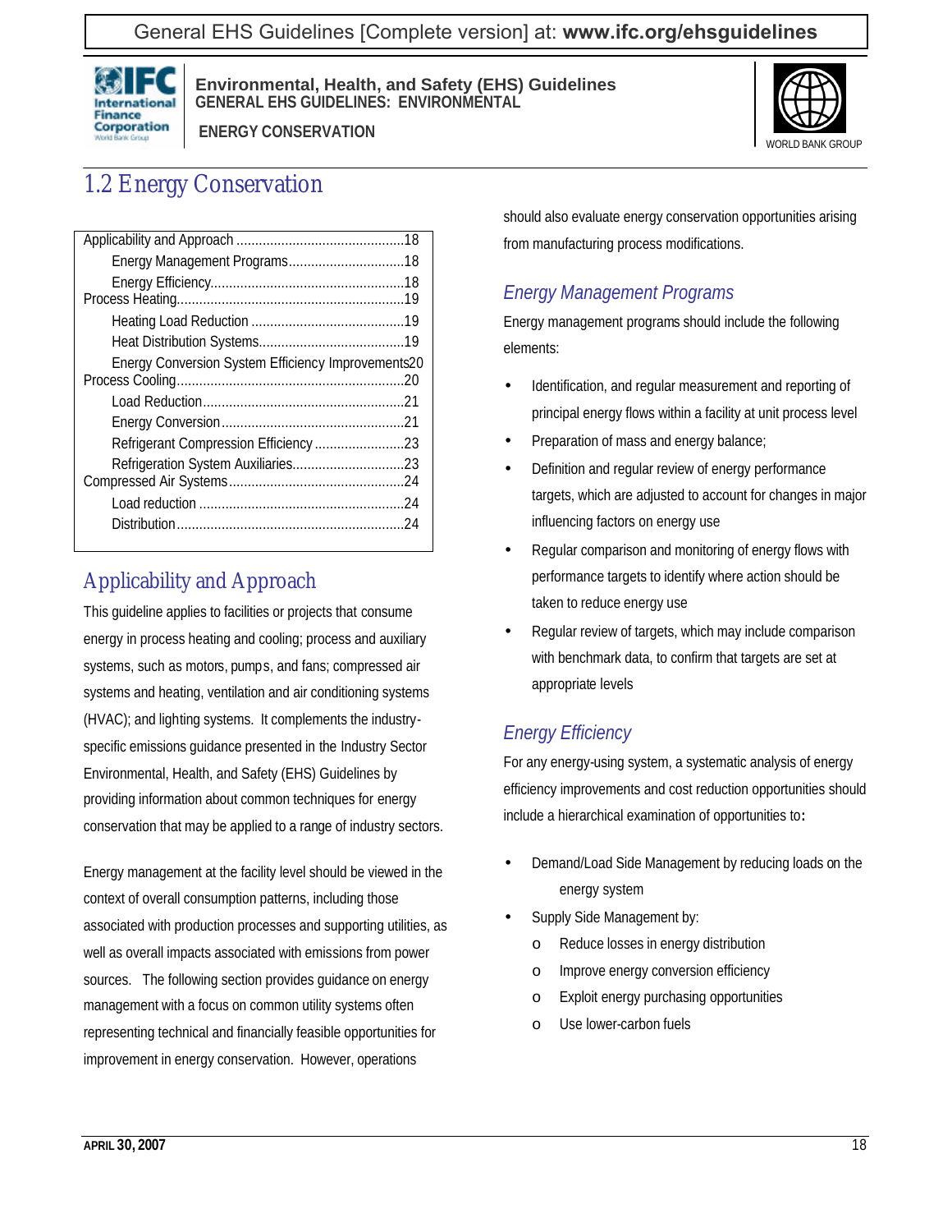# 1.2 Energy Conservation

| | |
|---|---|
| Applicability and Approach | 18 |
| Energy Management Programs | 18 |
| Energy Efficiency | 18 |
| Process Heating | 19 |
| Heating Load Reduction | 19 |
| Heat Distribution Systems | 19 |
| Energy Conversion System Efficiency Improvements | 20 |
| Process Cooling | 20 |
| Load Reduction | 21 |
| Energy Conversion | 21 |
| Refrigerant Compression Efficiency | 23 |
| Refrigeration System Auxiliaries | 23 |
| Compressed Air Systems | 24 |
| Load reduction | 24 |
| Distribution | 24 |

## Applicability and Approach

This guideline applies to facilities or projects that consume energy in process heating and cooling; process and auxiliary systems, such as motors, pumps, and fans; compressed air systems and heating, ventilation and air conditioning systems (HVAC); and lighting systems. It complements the industry-specific emissions guidance presented in the Industry Sector Environmental, Health, and Safety (EHS) Guidelines by providing information about common techniques for energy conservation that may be applied to a range of industry sectors.

Energy management at the facility level should be viewed in the context of overall consumption patterns, including those associated with production processes and supporting utilities, as well as overall impacts associated with emissions from power sources. The following section provides guidance on energy management with a focus on common utility systems often representing technical and financially feasible opportunities for improvement in energy conservation. However, operations should also evaluate energy conservation opportunities arising from manufacturing process modifications.

### *Energy Management Programs*

Energy management programs should include the following elements:

- Identification, and regular measurement and reporting of principal energy flows within a facility at unit process level
- Preparation of mass and energy balance;
- Definition and regular review of energy performance targets, which are adjusted to account for changes in major influencing factors on energy use
- Regular comparison and monitoring of energy flows with performance targets to identify where action should be taken to reduce energy use
- Regular review of targets, which may include comparison with benchmark data, to confirm that targets are set at appropriate levels

### *Energy Efficiency*

For any energy-using system, a systematic analysis of energy efficiency improvements and cost reduction opportunities should include a hierarchical examination of opportunities to**:**

- Demand/Load Side Management by reducing loads on the energy system
- Supply Side Management by:
  - Reduce losses in energy distribution
  - Improve energy conversion efficiency
  - Exploit energy purchasing opportunities
  - Use lower-carbon fuels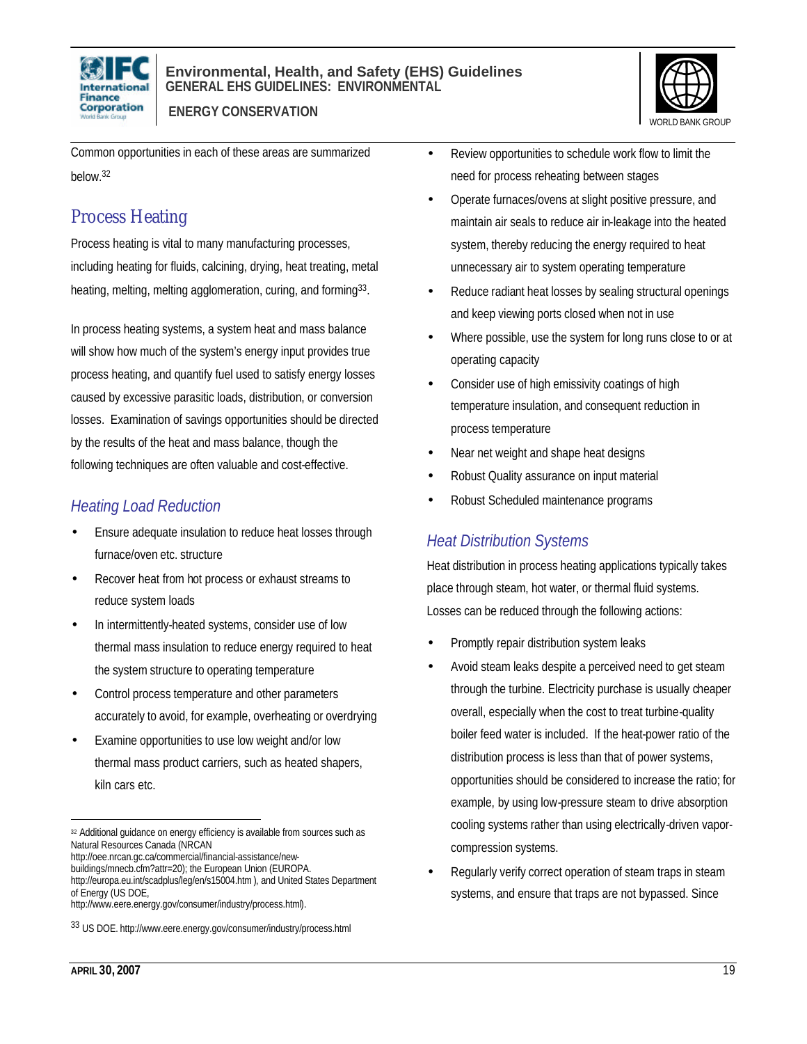Common opportunities in each of these areas are summarized below.[32]

## Process Heating

Process heating is vital to many manufacturing processes, including heating for fluids, calcining, drying, heat treating, metal heating, melting, melting agglomeration, curing, and forming[33].

In process heating systems, a system heat and mass balance will show how much of the system's energy input provides true process heating, and quantify fuel used to satisfy energy losses caused by excessive parasitic loads, distribution, or conversion losses. Examination of savings opportunities should be directed by the results of the heat and mass balance, though the following techniques are often valuable and cost-effective.

### *Heating Load Reduction*

- Ensure adequate insulation to reduce heat losses through furnace/oven etc. structure
- Recover heat from hot process or exhaust streams to reduce system loads
- In intermittently-heated systems, consider use of low thermal mass insulation to reduce energy required to heat the system structure to operating temperature
- Control process temperature and other parameters accurately to avoid, for example, overheating or overdrying
- Examine opportunities to use low weight and/or low thermal mass product carriers, such as heated shapers, kiln cars etc.
- Review opportunities to schedule work flow to limit the need for process reheating between stages
- Operate furnaces/ovens at slight positive pressure, and maintain air seals to reduce air in-leakage into the heated system, thereby reducing the energy required to heat unnecessary air to system operating temperature
- Reduce radiant heat losses by sealing structural openings and keep viewing ports closed when not in use
- Where possible, use the system for long runs close to or at operating capacity
- Consider use of high emissivity coatings of high temperature insulation, and consequent reduction in process temperature
- Near net weight and shape heat designs
- Robust Quality assurance on input material
- Robust Scheduled maintenance programs

### *Heat Distribution Systems*

Heat distribution in process heating applications typically takes place through steam, hot water, or thermal fluid systems. Losses can be reduced through the following actions:

- Promptly repair distribution system leaks
- Avoid steam leaks despite a perceived need to get steam through the turbine. Electricity purchase is usually cheaper overall, especially when the cost to treat turbine-quality boiler feed water is included. If the heat-power ratio of the distribution process is less than that of power systems, opportunities should be considered to increase the ratio; for example, by using low-pressure steam to drive absorption cooling systems rather than using electrically-driven vapor-compression systems.
- Regularly verify correct operation of steam traps in steam systems, and ensure that traps are not bypassed. Since

---

[32] Additional guidance on energy efficiency is available from sources such as Natural Resources Canada (NRCAN http://oee.nrcan.gc.ca/commercial/financial-assistance/new-buildings/mnecb.cfm?attr=20); the European Union (EUROPA. http://europa.eu.int/scadplus/leg/en/s15004.htm ), and United States Department of Energy (US DOE, http://www.eere.energy.gov/consumer/industry/process.html).

[33] US DOE. http://www.eere.energy.gov/consumer/industry/process.html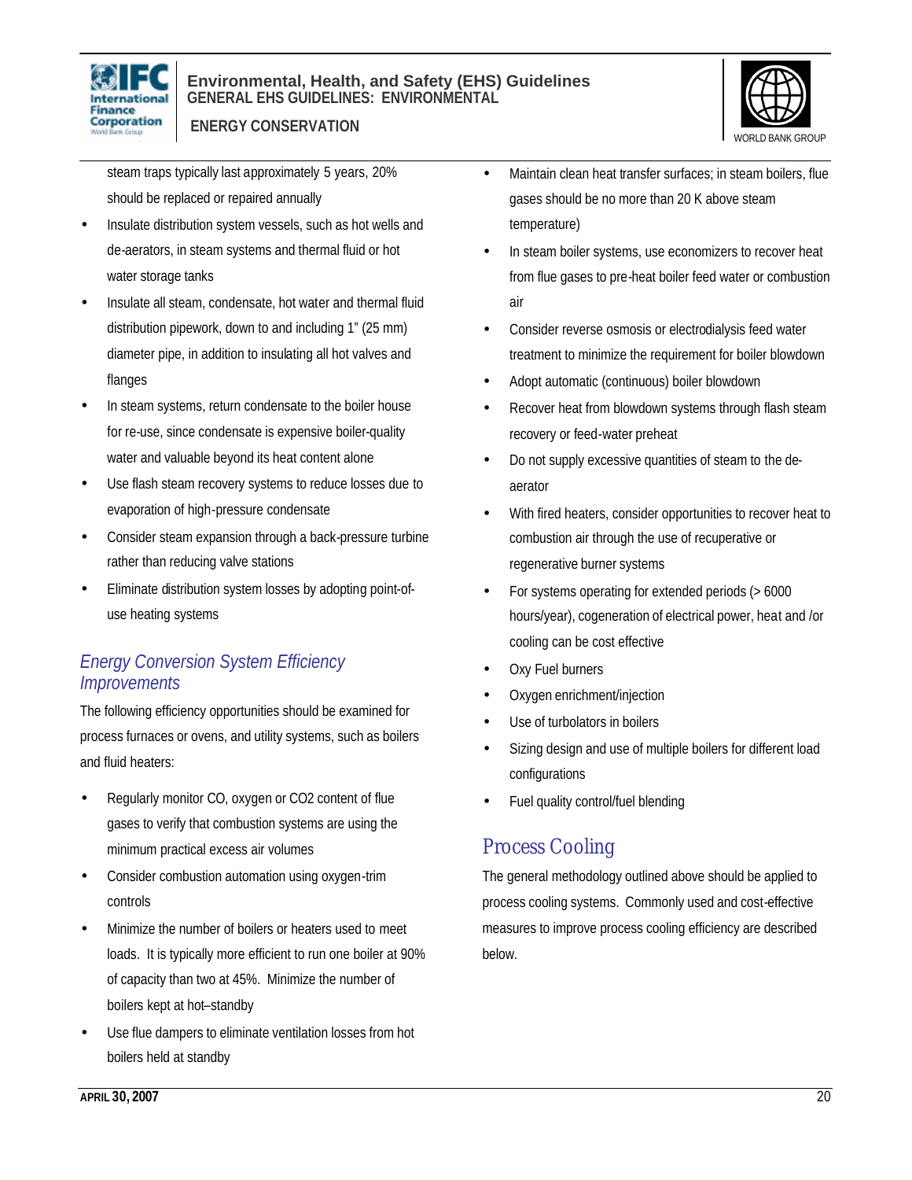steam traps typically last approximately 5 years, 20% should be replaced or repaired annually

- Insulate distribution system vessels, such as hot wells and de-aerators, in steam systems and thermal fluid or hot water storage tanks
- Insulate all steam, condensate, hot water and thermal fluid distribution pipework, down to and including 1" (25 mm) diameter pipe, in addition to insulating all hot valves and flanges
- In steam systems, return condensate to the boiler house for re-use, since condensate is expensive boiler-quality water and valuable beyond its heat content alone
- Use flash steam recovery systems to reduce losses due to evaporation of high-pressure condensate
- Consider steam expansion through a back-pressure turbine rather than reducing valve stations
- Eliminate distribution system losses by adopting point-of-use heating systems

### *Energy Conversion System Efficiency Improvements*

The following efficiency opportunities should be examined for process furnaces or ovens, and utility systems, such as boilers and fluid heaters:

- Regularly monitor CO, oxygen or $CO_2$ content of flue gases to verify that combustion systems are using the minimum practical excess air volumes
- Consider combustion automation using oxygen-trim controls
- Minimize the number of boilers or heaters used to meet loads. It is typically more efficient to run one boiler at 90% of capacity than two at 45%. Minimize the number of boilers kept at hot–standby
- Use flue dampers to eliminate ventilation losses from hot boilers held at standby
- Maintain clean heat transfer surfaces; in steam boilers, flue gases should be no more than 20 K above steam temperature)
- In steam boiler systems, use economizers to recover heat from flue gases to pre-heat boiler feed water or combustion air
- Consider reverse osmosis or electrodialysis feed water treatment to minimize the requirement for boiler blowdown
- Adopt automatic (continuous) boiler blowdown
- Recover heat from blowdown systems through flash steam recovery or feed-water preheat
- Do not supply excessive quantities of steam to the de-aerator
- With fired heaters, consider opportunities to recover heat to combustion air through the use of recuperative or regenerative burner systems
- For systems operating for extended periods (> 6000 hours/year), cogeneration of electrical power, heat and /or cooling can be cost effective
- Oxy Fuel burners
- Oxygen enrichment/injection
- Use of turbolators in boilers
- Sizing design and use of multiple boilers for different load configurations
- Fuel quality control/fuel blending

## Process Cooling

The general methodology outlined above should be applied to process cooling systems. Commonly used and cost-effective measures to improve process cooling efficiency are described below.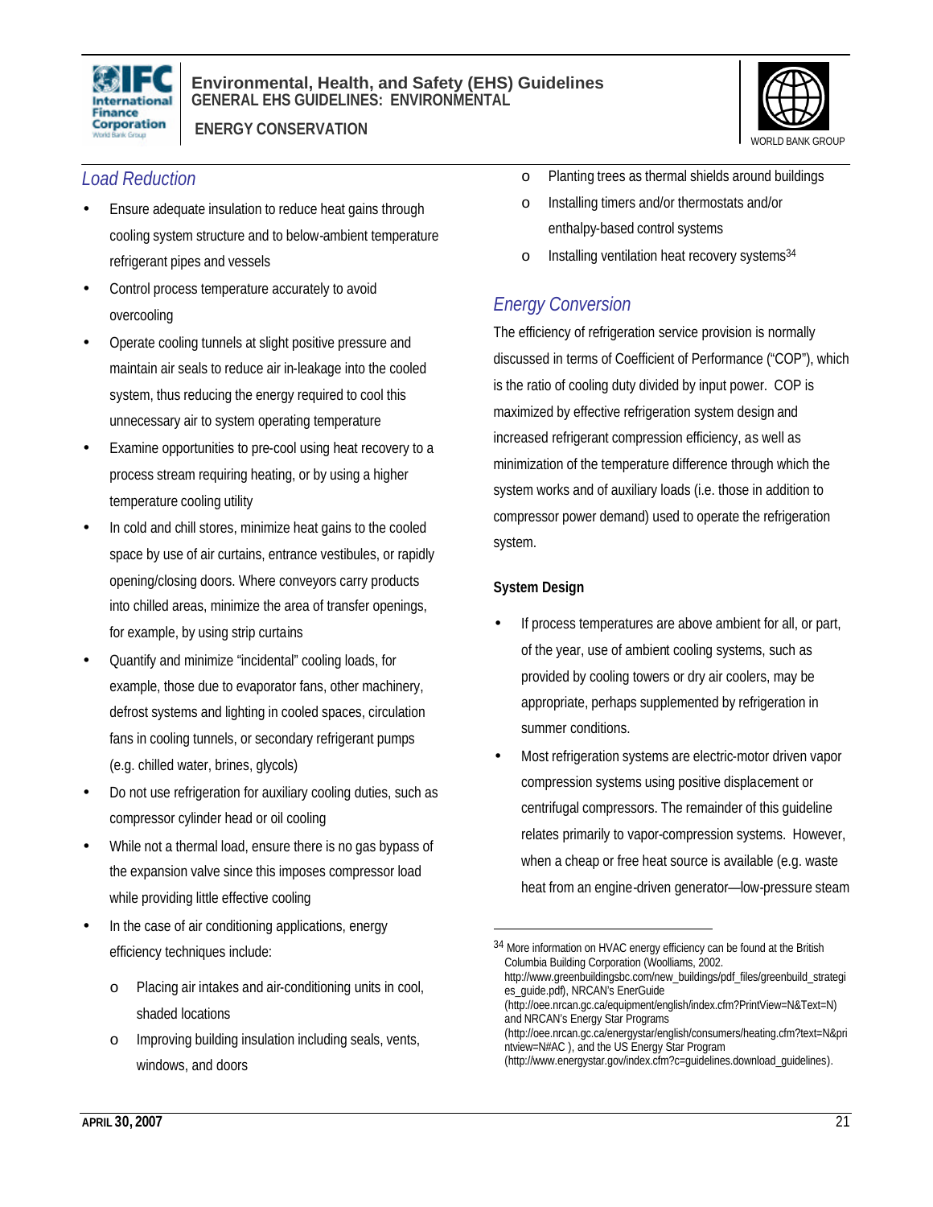### *Load Reduction*

- Ensure adequate insulation to reduce heat gains through cooling system structure and to below-ambient temperature refrigerant pipes and vessels
- Control process temperature accurately to avoid overcooling
- Operate cooling tunnels at slight positive pressure and maintain air seals to reduce air in-leakage into the cooled system, thus reducing the energy required to cool this unnecessary air to system operating temperature
- Examine opportunities to pre-cool using heat recovery to a process stream requiring heating, or by using a higher temperature cooling utility
- In cold and chill stores, minimize heat gains to the cooled space by use of air curtains, entrance vestibules, or rapidly opening/closing doors. Where conveyors carry products into chilled areas, minimize the area of transfer openings, for example, by using strip curtains
- Quantify and minimize "incidental" cooling loads, for example, those due to evaporator fans, other machinery, defrost systems and lighting in cooled spaces, circulation fans in cooling tunnels, or secondary refrigerant pumps (e.g. chilled water, brines, glycols)
- Do not use refrigeration for auxiliary cooling duties, such as compressor cylinder head or oil cooling
- While not a thermal load, ensure there is no gas bypass of the expansion valve since this imposes compressor load while providing little effective cooling
- In the case of air conditioning applications, energy efficiency techniques include:
  - Placing air intakes and air-conditioning units in cool, shaded locations
  - Improving building insulation including seals, vents, windows, and doors
  - Planting trees as thermal shields around buildings
  - Installing timers and/or thermostats and/or enthalpy-based control systems
  - Installing ventilation heat recovery systems[34]

### *Energy Conversion*

The efficiency of refrigeration service provision is normally discussed in terms of Coefficient of Performance ("COP"), which is the ratio of cooling duty divided by input power. COP is maximized by effective refrigeration system design and increased refrigerant compression efficiency, as well as minimization of the temperature difference through which the system works and of auxiliary loads (i.e. those in addition to compressor power demand) used to operate the refrigeration system.

**System Design**

- If process temperatures are above ambient for all, or part, of the year, use of ambient cooling systems, such as provided by cooling towers or dry air coolers, may be appropriate, perhaps supplemented by refrigeration in summer conditions.
- Most refrigeration systems are electric-motor driven vapor compression systems using positive displacement or centrifugal compressors. The remainder of this guideline relates primarily to vapor-compression systems. However, when a cheap or free heat source is available (e.g. waste heat from an engine-driven generator—low-pressure steam

---

[34] More information on HVAC energy efficiency can be found at the British Columbia Building Corporation (Woolliams, 2002. http://www.greenbuildingsbc.com/new_buildings/pdf_files/greenbuild_strategies_guide.pdf), NRCAN's EnerGuide (http://oee.nrcan.gc.ca/equipment/english/index.cfm?PrintView=N&Text=N) and NRCAN's Energy Star Programs (http://oee.nrcan.gc.ca/energystar/english/consumers/heating.cfm?text=N&printview=N#AC ), and the US Energy Star Program (http://www.energystar.gov/index.cfm?c=guidelines.download_guidelines).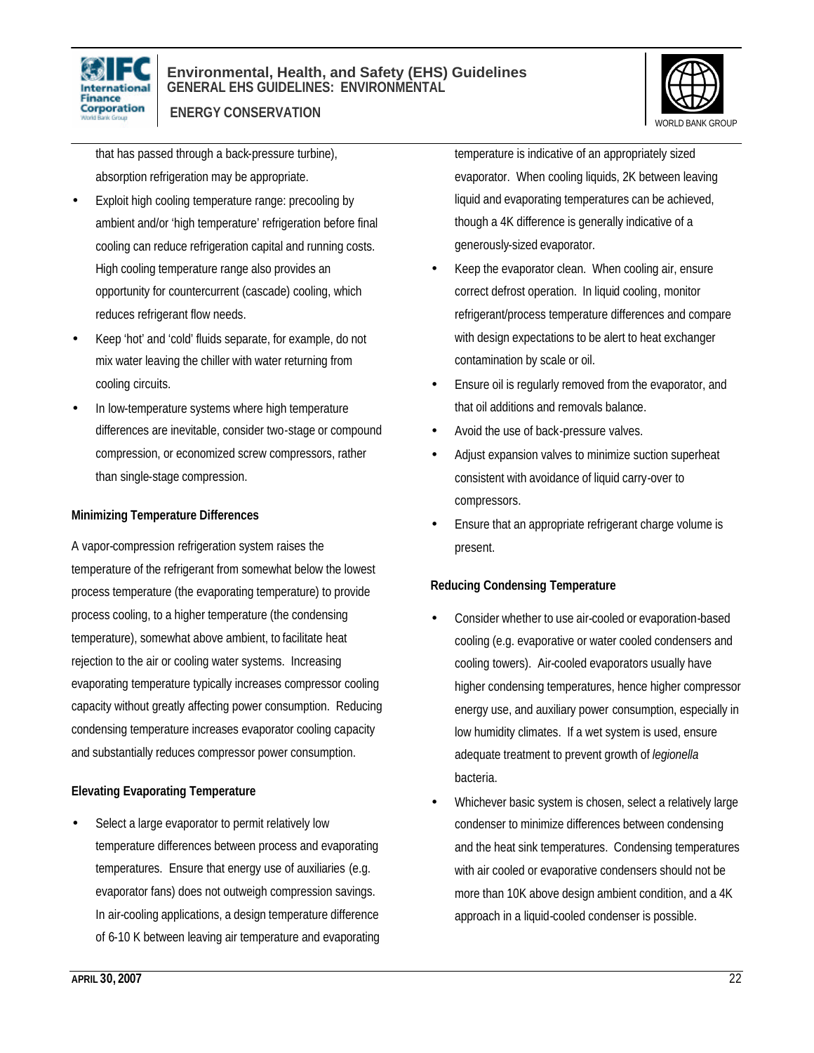that has passed through a back-pressure turbine), absorption refrigeration may be appropriate.

- Exploit high cooling temperature range: precooling by ambient and/or 'high temperature' refrigeration before final cooling can reduce refrigeration capital and running costs. High cooling temperature range also provides an opportunity for countercurrent (cascade) cooling, which reduces refrigerant flow needs.
- Keep 'hot' and 'cold' fluids separate, for example, do not mix water leaving the chiller with water returning from cooling circuits.
- In low-temperature systems where high temperature differences are inevitable, consider two-stage or compound compression, or economized screw compressors, rather than single-stage compression.

**Minimizing Temperature Differences**

A vapor-compression refrigeration system raises the temperature of the refrigerant from somewhat below the lowest process temperature (the evaporating temperature) to provide process cooling, to a higher temperature (the condensing temperature), somewhat above ambient, to facilitate heat rejection to the air or cooling water systems. Increasing evaporating temperature typically increases compressor cooling capacity without greatly affecting power consumption. Reducing condensing temperature increases evaporator cooling capacity and substantially reduces compressor power consumption.

**Elevating Evaporating Temperature**

- Select a large evaporator to permit relatively low temperature differences between process and evaporating temperatures. Ensure that energy use of auxiliaries (e.g. evaporator fans) does not outweigh compression savings. In air-cooling applications, a design temperature difference of 6-10 K between leaving air temperature and evaporating temperature is indicative of an appropriately sized evaporator. When cooling liquids, 2K between leaving liquid and evaporating temperatures can be achieved, though a 4K difference is generally indicative of a generously-sized evaporator.
- Keep the evaporator clean. When cooling air, ensure correct defrost operation. In liquid cooling, monitor refrigerant/process temperature differences and compare with design expectations to be alert to heat exchanger contamination by scale or oil.
- Ensure oil is regularly removed from the evaporator, and that oil additions and removals balance.
- Avoid the use of back-pressure valves.
- Adjust expansion valves to minimize suction superheat consistent with avoidance of liquid carry-over to compressors.
- Ensure that an appropriate refrigerant charge volume is present.

**Reducing Condensing Temperature**

- Consider whether to use air-cooled or evaporation-based cooling (e.g. evaporative or water cooled condensers and cooling towers). Air-cooled evaporators usually have higher condensing temperatures, hence higher compressor energy use, and auxiliary power consumption, especially in low humidity climates. If a wet system is used, ensure adequate treatment to prevent growth of *legionella* bacteria.
- Whichever basic system is chosen, select a relatively large condenser to minimize differences between condensing and the heat sink temperatures. Condensing temperatures with air cooled or evaporative condensers should not be more than 10K above design ambient condition, and a 4K approach in a liquid-cooled condenser is possible.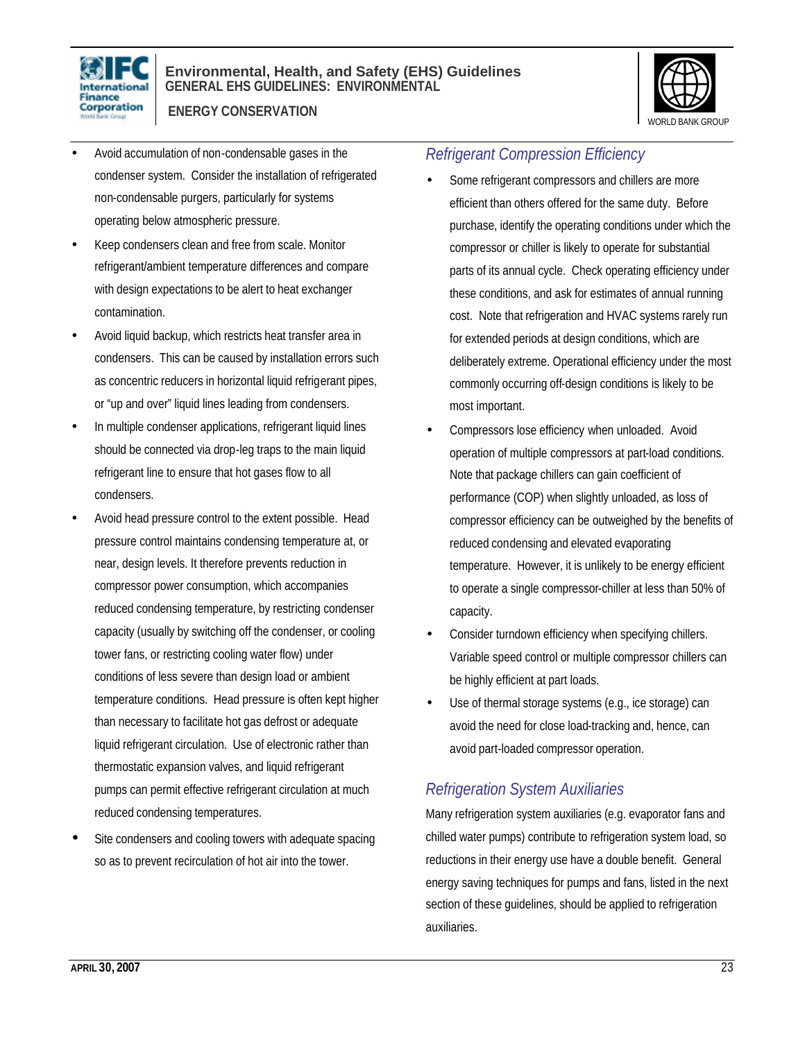- Avoid accumulation of non-condensable gases in the condenser system. Consider the installation of refrigerated non-condensable purgers, particularly for systems operating below atmospheric pressure.
- Keep condensers clean and free from scale. Monitor refrigerant/ambient temperature differences and compare with design expectations to be alert to heat exchanger contamination.
- Avoid liquid backup, which restricts heat transfer area in condensers. This can be caused by installation errors such as concentric reducers in horizontal liquid refrigerant pipes, or "up and over" liquid lines leading from condensers.
- In multiple condenser applications, refrigerant liquid lines should be connected via drop-leg traps to the main liquid refrigerant line to ensure that hot gases flow to all condensers.
- Avoid head pressure control to the extent possible. Head pressure control maintains condensing temperature at, or near, design levels. It therefore prevents reduction in compressor power consumption, which accompanies reduced condensing temperature, by restricting condenser capacity (usually by switching off the condenser, or cooling tower fans, or restricting cooling water flow) under conditions of less severe than design load or ambient temperature conditions. Head pressure is often kept higher than necessary to facilitate hot gas defrost or adequate liquid refrigerant circulation. Use of electronic rather than thermostatic expansion valves, and liquid refrigerant pumps can permit effective refrigerant circulation at much reduced condensing temperatures.
- Site condensers and cooling towers with adequate spacing so as to prevent recirculation of hot air into the tower.

### *Refrigerant Compression Efficiency*

- Some refrigerant compressors and chillers are more efficient than others offered for the same duty. Before purchase, identify the operating conditions under which the compressor or chiller is likely to operate for substantial parts of its annual cycle. Check operating efficiency under these conditions, and ask for estimates of annual running cost. Note that refrigeration and HVAC systems rarely run for extended periods at design conditions, which are deliberately extreme. Operational efficiency under the most commonly occurring off-design conditions is likely to be most important.
- Compressors lose efficiency when unloaded. Avoid operation of multiple compressors at part-load conditions. Note that package chillers can gain coefficient of performance (COP) when slightly unloaded, as loss of compressor efficiency can be outweighed by the benefits of reduced condensing and elevated evaporating temperature. However, it is unlikely to be energy efficient to operate a single compressor-chiller at less than 50% of capacity.
- Consider turndown efficiency when specifying chillers. Variable speed control or multiple compressor chillers can be highly efficient at part loads.
- Use of thermal storage systems (e.g., ice storage) can avoid the need for close load-tracking and, hence, can avoid part-loaded compressor operation.

### *Refrigeration System Auxiliaries*

Many refrigeration system auxiliaries (e.g. evaporator fans and chilled water pumps) contribute to refrigeration system load, so reductions in their energy use have a double benefit. General energy saving techniques for pumps and fans, listed in the next section of these guidelines, should be applied to refrigeration auxiliaries.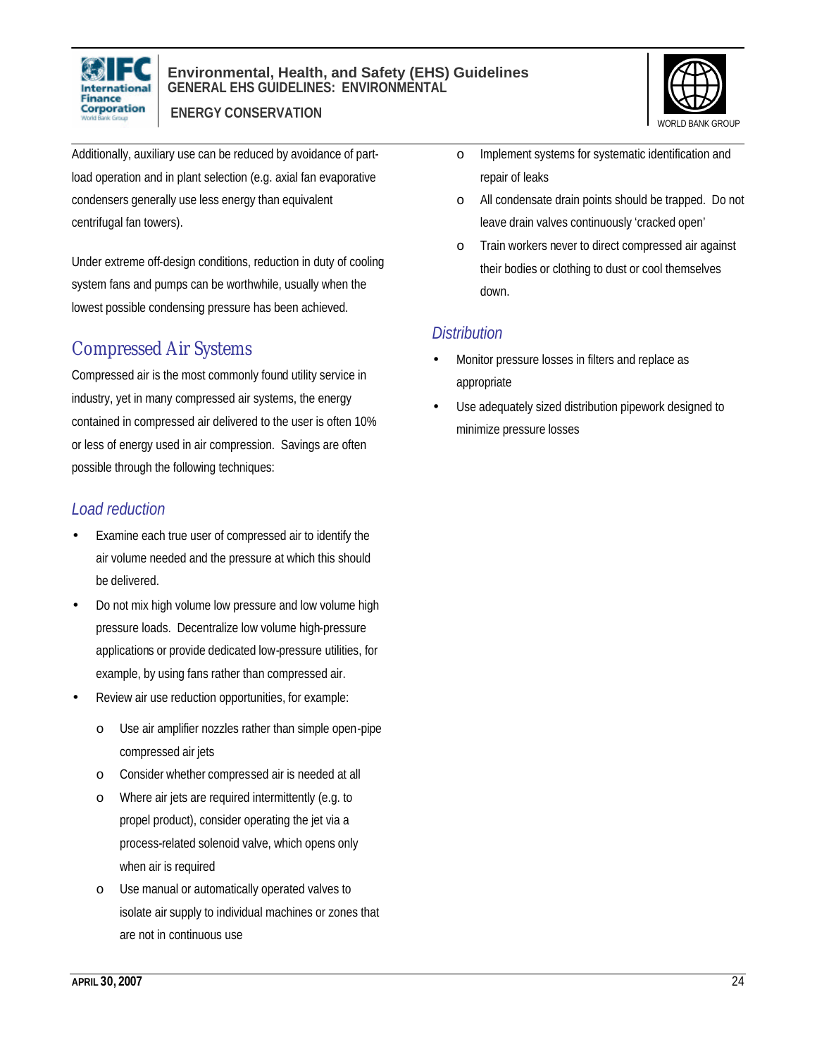Additionally, auxiliary use can be reduced by avoidance of part-load operation and in plant selection (e.g. axial fan evaporative condensers generally use less energy than equivalent centrifugal fan towers).

Under extreme off-design conditions, reduction in duty of cooling system fans and pumps can be worthwhile, usually when the lowest possible condensing pressure has been achieved.

## Compressed Air Systems

Compressed air is the most commonly found utility service in industry, yet in many compressed air systems, the energy contained in compressed air delivered to the user is often 10% or less of energy used in air compression. Savings are often possible through the following techniques:

### *Load reduction*

- Examine each true user of compressed air to identify the air volume needed and the pressure at which this should be delivered.
- Do not mix high volume low pressure and low volume high pressure loads. Decentralize low volume high-pressure applications or provide dedicated low-pressure utilities, for example, by using fans rather than compressed air.
- Review air use reduction opportunities, for example:
    - Use air amplifier nozzles rather than simple open-pipe compressed air jets
    - Consider whether compressed air is needed at all
    - Where air jets are required intermittently (e.g. to propel product), consider operating the jet via a process-related solenoid valve, which opens only when air is required
    - Use manual or automatically operated valves to isolate air supply to individual machines or zones that are not in continuous use
    - Implement systems for systematic identification and repair of leaks
    - All condensate drain points should be trapped. Do not leave drain valves continuously 'cracked open'
    - Train workers never to direct compressed air against their bodies or clothing to dust or cool themselves down.

### *Distribution*

- Monitor pressure losses in filters and replace as appropriate
- Use adequately sized distribution pipework designed to minimize pressure losses